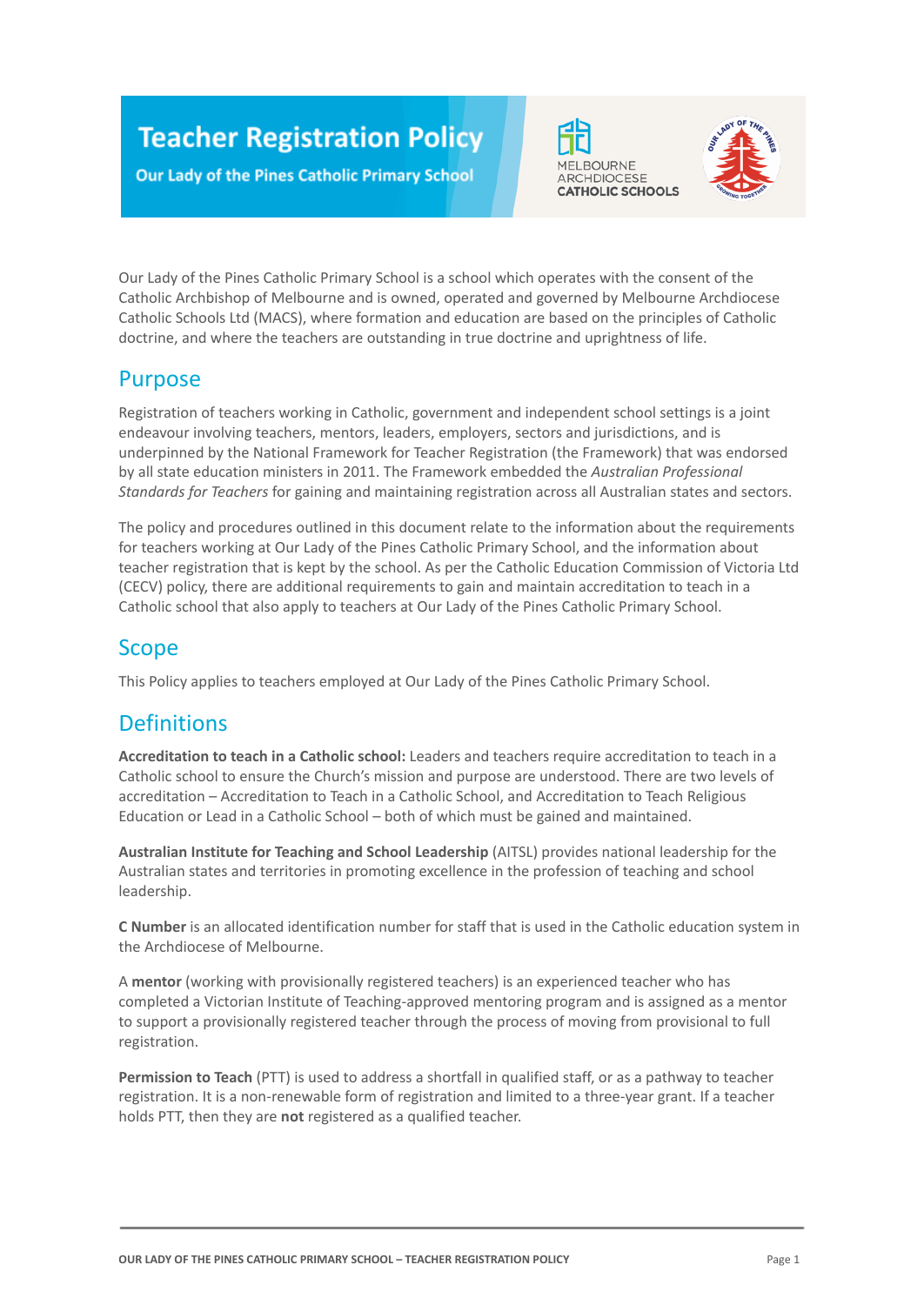# Teacher Registration Policy

Our Lady of the Pines Catholic Primary School

Our Lady of the Pines Catholic Primary School is a school which operates with the consent of the Catholic Archbishop of Melbourne and is owned, operated and governed by Melbourne Archdiocese Catholic Schools Ltd (MACS), where formation and education are based on the principles of Catholic doctrine, and where the teachers are outstanding in true doctrine and uprightness of life.

## Purpose

Registration of teachers working in Catholic, government and independent school settings is a joint endeavour involving teachers, mentors, leaders, employers, sectors and jurisdictions, and is underpinned by the National Framework for Teacher Registration (the Framework) that was endorsed by all state education ministers in 2011. The Framework embedded the *Australian Professional Standards for Teachers* for gaining and maintaining registration across all Australian states and sectors.

The policy and procedures outlined in this document relate to the information about the requirements for teachers working at Our Lady of the Pines Catholic Primary School, and the information about teacher registration that is kept by the school. As per the Catholic Education Commission of Victoria Ltd (CECV) policy, there are additional requirements to gain and maintain accreditation to teach in a Catholic school that also apply to teachers at Our Lady of the Pines Catholic Primary School.

## Scope

This Policy applies to teachers employed at Our Lady of the Pines Catholic Primary School.

## Definitions

**Accreditation to teach in a Catholic school:** Leaders and teachers require accreditation to teach in a Catholic school to ensure the Church's mission and purpose are understood. There are two levels of accreditation – Accreditation to Teach in a Catholic School, and Accreditation to Teach Religious Education or Lead in a Catholic School – both of which must be gained and maintained.

**Australian Institute for Teaching and School Leadership** (AITSL) provides national leadership for the Australian states and territories in promoting excellence in the profession of teaching and school leadership.

**C Number** is an allocated identification number for staff that is used in the Catholic education system in the Archdiocese of Melbourne.

A **mentor** (working with provisionally registered teachers) is an experienced teacher who has completed a Victorian Institute of Teaching-approved mentoring program and is assigned as a mentor to support a provisionally registered teacher through the process of moving from provisional to full registration.

**Permission to Teach** (PTT) is used to address a shortfall in qualified staff, or as a pathway to teacher registration. It is a non-renewable form of registration and limited to a three-year grant. If a teacher holds PTT, then they are **not** registered as a qualified teacher.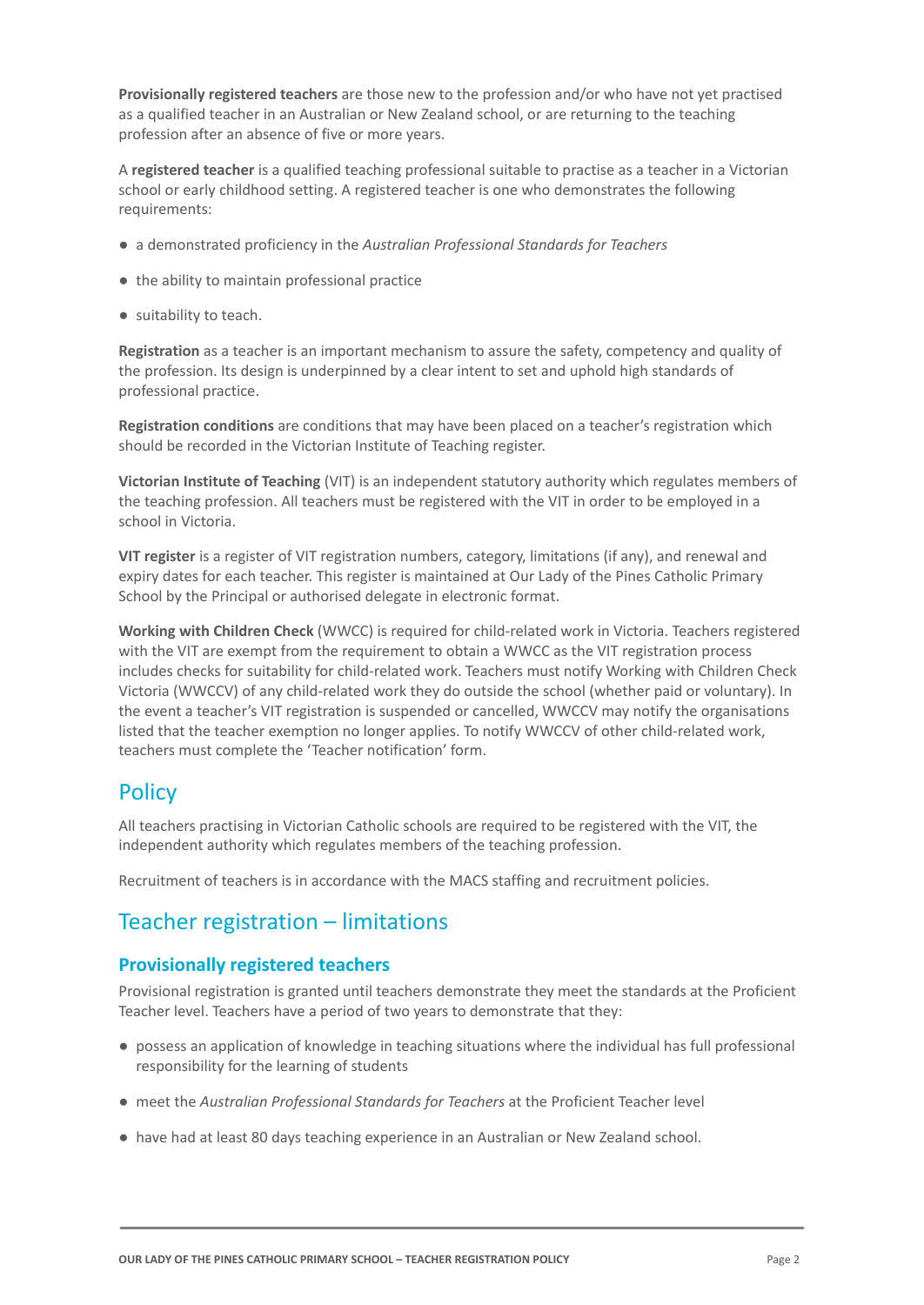**Provisionally registered teachers** are those new to the profession and/or who have not yet practised as a qualified teacher in an Australian or New Zealand school, or are returning to the teaching profession after an absence of five or more years.

A **registered teacher** is a qualified teaching professional suitable to practise as a teacher in a Victorian school or early childhood setting. A registered teacher is one who demonstrates the following requirements:

- a demonstrated proficiency in the *Australian Professional Standards for Teachers*
- the ability to maintain professional practice
- suitability to teach.

**Registration** as a teacher is an important mechanism to assure the safety, competency and quality of the profession. Its design is underpinned by a clear intent to set and uphold high standards of professional practice.

**Registration conditions** are conditions that may have been placed on a teacher's registration which should be recorded in the Victorian Institute of Teaching register.

**Victorian Institute of Teaching** (VIT) is an independent statutory authority which regulates members of the teaching profession. All teachers must be registered with the VIT in order to be employed in a school in Victoria.

**VIT register** is a register of VIT registration numbers, category, limitations (if any), and renewal and expiry dates for each teacher. This register is maintained at Our Lady of the Pines Catholic Primary School by the Principal or authorised delegate in electronic format.

**Working with Children Check** (WWCC) is required for child-related work in Victoria. Teachers registered with the VIT are exempt from the requirement to obtain a WWCC as the VIT registration process includes checks for suitability for child-related work. Teachers must notify Working with Children Check Victoria (WWCCV) of any child-related work they do outside the school (whether paid or voluntary). In the event a teacher's VIT registration is suspended or cancelled, WWCCV may notify the organisations listed that the teacher exemption no longer applies. To notify WWCCV of other child-related work, teachers must complete the 'Teacher notification' form.

## Policy

All teachers practising in Victorian Catholic schools are required to be registered with the VIT, the independent authority which regulates members of the teaching profession.

Recruitment of teachers is in accordance with the MACS staffing and recruitment policies.

## Teacher registration – limitations

### Provisionally registered teachers

Provisional registration is granted until teachers demonstrate they meet the standards at the Proficient Teacher level. Teachers have a period of two years to demonstrate that they:

- possess an application of knowledge in teaching situations where the individual has full professional responsibility for the learning of students
- meet the *Australian Professional Standards for Teachers* at the Proficient Teacher level
- have had at least 80 days teaching experience in an Australian or New Zealand school.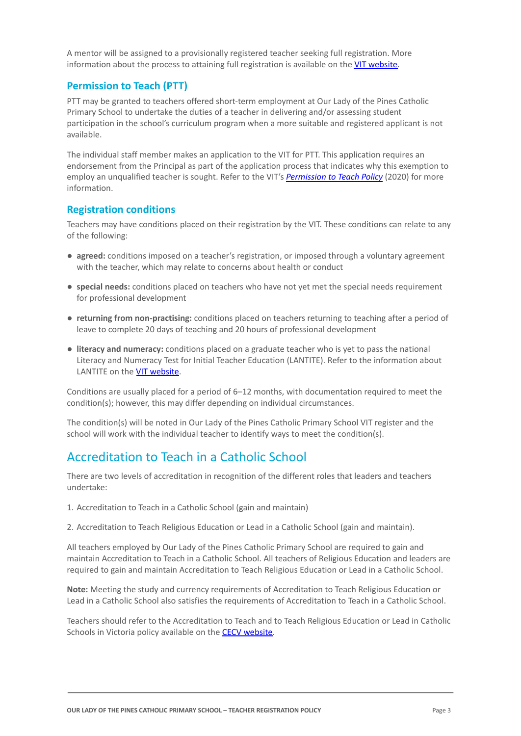A mentor will be assigned to a provisionally registered teacher seeking full registration. More information about the process to attaining full registration is available on the VIT website.

### Permission to Teach (PTT)

PTT may be granted to teachers offered short-term employment at Our Lady of the Pines Catholic Primary School to undertake the duties of a teacher in delivering and/or assessing student participation in the school's curriculum program when a more suitable and registered applicant is not available.

The individual staff member makes an application to the VIT for PTT. This application requires an endorsement from the Principal as part of the application process that indicates why this exemption to employ an unqualified teacher is sought. Refer to the VIT's *Permission to Teach Policy* (2020) for more information.

### Registration conditions

Teachers may have conditions placed on their registration by the VIT. These conditions can relate to any of the following:

- **agreed:** conditions imposed on a teacher's registration, or imposed through a voluntary agreement with the teacher, which may relate to concerns about health or conduct
- **special needs:** conditions placed on teachers who have not yet met the special needs requirement for professional development
- **returning from non-practising:** conditions placed on teachers returning to teaching after a period of leave to complete 20 days of teaching and 20 hours of professional development
- **literacy and numeracy:** conditions placed on a graduate teacher who is yet to pass the national Literacy and Numeracy Test for Initial Teacher Education (LANTITE). Refer to the information about LANTITE on the VIT website.

Conditions are usually placed for a period of 6–12 months, with documentation required to meet the condition(s); however, this may differ depending on individual circumstances.

The condition(s) will be noted in Our Lady of the Pines Catholic Primary School VIT register and the school will work with the individual teacher to identify ways to meet the condition(s).

## Accreditation to Teach in a Catholic School

There are two levels of accreditation in recognition of the different roles that leaders and teachers undertake:

1. Accreditation to Teach in a Catholic School (gain and maintain)
2. Accreditation to Teach Religious Education or Lead in a Catholic School (gain and maintain).

All teachers employed by Our Lady of the Pines Catholic Primary School are required to gain and maintain Accreditation to Teach in a Catholic School. All teachers of Religious Education and leaders are required to gain and maintain Accreditation to Teach Religious Education or Lead in a Catholic School.

**Note:** Meeting the study and currency requirements of Accreditation to Teach Religious Education or Lead in a Catholic School also satisfies the requirements of Accreditation to Teach in a Catholic School.

Teachers should refer to the Accreditation to Teach and to Teach Religious Education or Lead in Catholic Schools in Victoria policy available on the CECV website.